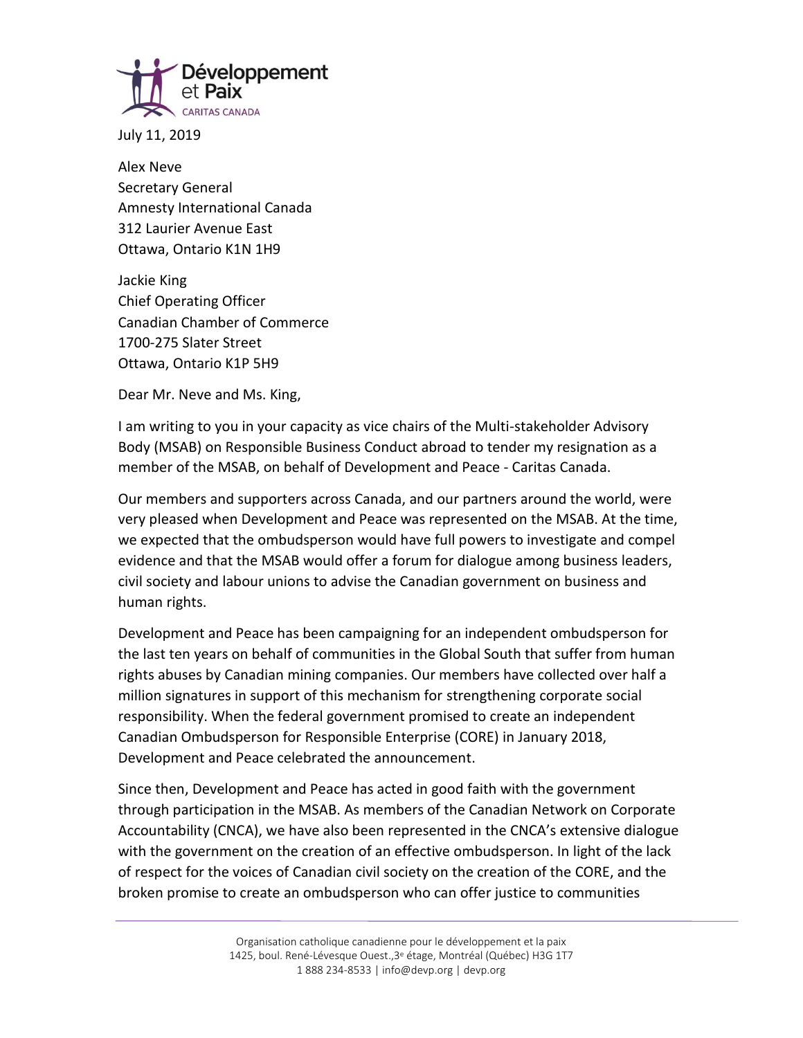Développement et Paix
CARITAS CANADA

July 11, 2019

Alex Neve
Secretary General
Amnesty International Canada
312 Laurier Avenue East
Ottawa, Ontario K1N 1H9

Jackie King
Chief Operating Officer
Canadian Chamber of Commerce
1700-275 Slater Street
Ottawa, Ontario K1P 5H9

Dear Mr. Neve and Ms. King,

I am writing to you in your capacity as vice chairs of the Multi-stakeholder Advisory Body (MSAB) on Responsible Business Conduct abroad to tender my resignation as a member of the MSAB, on behalf of Development and Peace - Caritas Canada.

Our members and supporters across Canada, and our partners around the world, were very pleased when Development and Peace was represented on the MSAB. At the time, we expected that the ombudsperson would have full powers to investigate and compel evidence and that the MSAB would offer a forum for dialogue among business leaders, civil society and labour unions to advise the Canadian government on business and human rights.

Development and Peace has been campaigning for an independent ombudsperson for the last ten years on behalf of communities in the Global South that suffer from human rights abuses by Canadian mining companies. Our members have collected over half a million signatures in support of this mechanism for strengthening corporate social responsibility. When the federal government promised to create an independent Canadian Ombudsperson for Responsible Enterprise (CORE) in January 2018, Development and Peace celebrated the announcement.

Since then, Development and Peace has acted in good faith with the government through participation in the MSAB. As members of the Canadian Network on Corporate Accountability (CNCA), we have also been represented in the CNCA's extensive dialogue with the government on the creation of an effective ombudsperson. In light of the lack of respect for the voices of Canadian civil society on the creation of the CORE, and the broken promise to create an ombudsperson who can offer justice to communities

Organisation catholique canadienne pour le développement et la paix
1425, boul. René-Lévesque Ouest., 3e étage, Montréal (Québec) H3G 1T7
1 888 234-8533 | info@devp.org | devp.org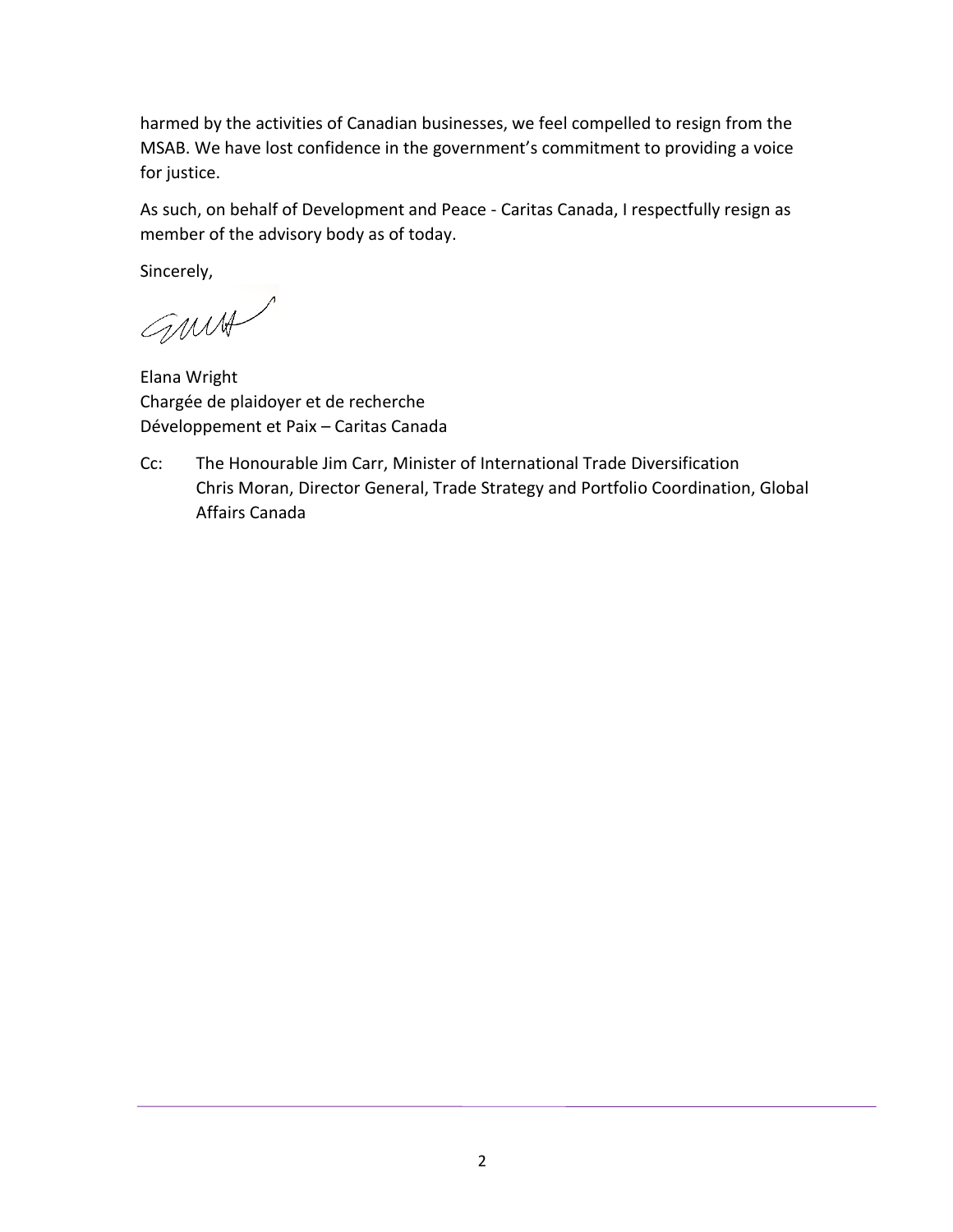harmed by the activities of Canadian businesses, we feel compelled to resign from the MSAB. We have lost confidence in the government's commitment to providing a voice for justice.

As such, on behalf of Development and Peace - Caritas Canada, I respectfully resign as member of the advisory body as of today.

Sincerely,

Elana Wright
Chargée de plaidoyer et de recherche
Développement et Paix – Caritas Canada

Cc: The Honourable Jim Carr, Minister of International Trade Diversification
Chris Moran, Director General, Trade Strategy and Portfolio Coordination, Global Affairs Canada